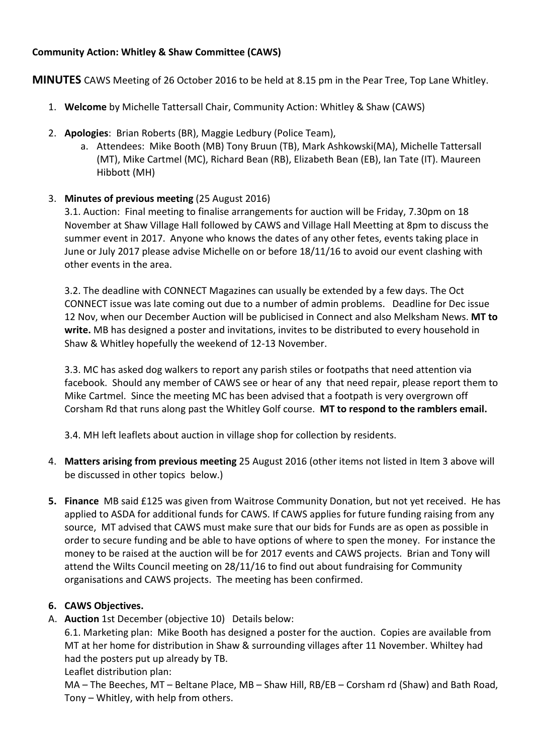**Community Action: Whitley & Shaw Committee (CAWS)**

**MINUTES** CAWS Meeting of 26 October 2016 to be held at 8.15 pm in the Pear Tree, Top Lane Whitley.

1. **Welcome** by Michelle Tattersall Chair, Community Action: Whitley & Shaw (CAWS)

2. **Apologies**: Brian Roberts (BR), Maggie Ledbury (Police Team),
   a. Attendees: Mike Booth (MB) Tony Bruun (TB), Mark Ashkowski(MA), Michelle Tattersall (MT), Mike Cartmel (MC), Richard Bean (RB), Elizabeth Bean (EB), Ian Tate (IT). Maureen Hibbott (MH)

3. **Minutes of previous meeting** (25 August 2016)

   3.1. Auction: Final meeting to finalise arrangements for auction will be Friday, 7.30pm on 18 November at Shaw Village Hall followed by CAWS and Village Hall Meetting at 8pm to discuss the summer event in 2017. Anyone who knows the dates of any other fetes, events taking place in June or July 2017 please advise Michelle on or before 18/11/16 to avoid our event clashing with other events in the area.

   3.2. The deadline with CONNECT Magazines can usually be extended by a few days. The Oct CONNECT issue was late coming out due to a number of admin problems. Deadline for Dec issue 12 Nov, when our December Auction will be publicised in Connect and also Melksham News. **MT to write.** MB has designed a poster and invitations, invites to be distributed to every household in Shaw & Whitley hopefully the weekend of 12-13 November.

   3.3. MC has asked dog walkers to report any parish stiles or footpaths that need attention via facebook. Should any member of CAWS see or hear of any that need repair, please report them to Mike Cartmel. Since the meeting MC has been advised that a footpath is very overgrown off Corsham Rd that runs along past the Whitley Golf course. **MT to respond to the ramblers email.**

   3.4. MH left leaflets about auction in village shop for collection by residents.

4. **Matters arising from previous meeting** 25 August 2016 (other items not listed in Item 3 above will be discussed in other topics below.)

5. **Finance** MB said £125 was given from Waitrose Community Donation, but not yet received. He has applied to ASDA for additional funds for CAWS. If CAWS applies for future funding raising from any source, MT advised that CAWS must make sure that our bids for Funds are as open as possible in order to secure funding and be able to have options of where to spen the money. For instance the money to be raised at the auction will be for 2017 events and CAWS projects. Brian and Tony will attend the Wilts Council meeting on 28/11/16 to find out about fundraising for Community organisations and CAWS projects. The meeting has been confirmed.

6. **CAWS Objectives.**

A. **Auction** 1st December (objective 10) Details below:

6.1. Marketing plan: Mike Booth has designed a poster for the auction. Copies are available from MT at her home for distribution in Shaw & surrounding villages after 11 November. Whiltey had had the posters put up already by TB.

Leaflet distribution plan:

MA – The Beeches, MT – Beltane Place, MB – Shaw Hill, RB/EB – Corsham rd (Shaw) and Bath Road, Tony – Whitley, with help from others.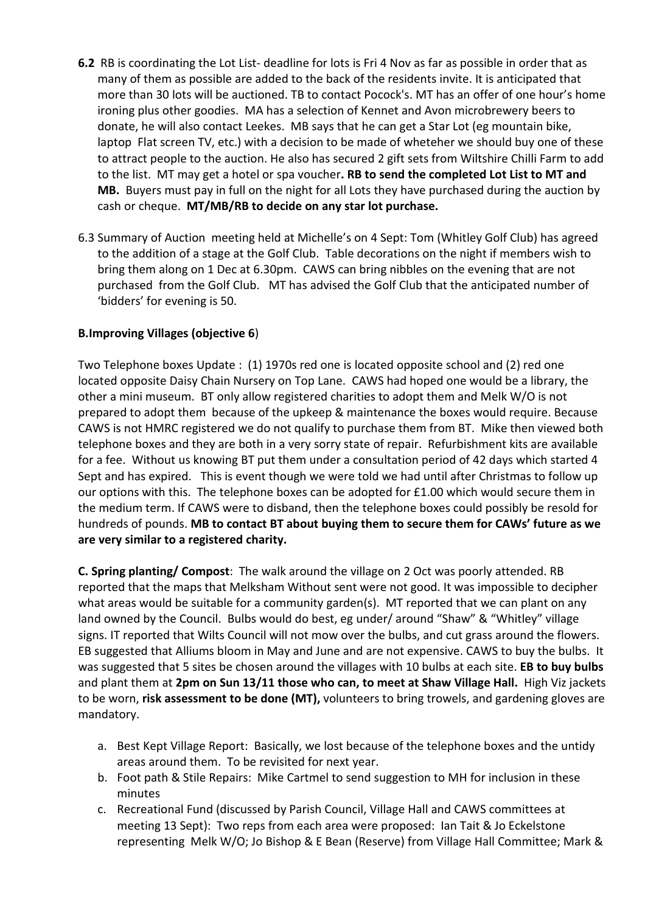**6.2** RB is coordinating the Lot List- deadline for lots is Fri 4 Nov as far as possible in order that as many of them as possible are added to the back of the residents invite. It is anticipated that more than 30 lots will be auctioned. TB to contact Pocock's. MT has an offer of one hour's home ironing plus other goodies. MA has a selection of Kennet and Avon microbrewery beers to donate, he will also contact Leekes. MB says that he can get a Star Lot (eg mountain bike, laptop Flat screen TV, etc.) with a decision to be made of wheteher we should buy one of these to attract people to the auction. He also has secured 2 gift sets from Wiltshire Chilli Farm to add to the list. MT may get a hotel or spa voucher**. RB to send the completed Lot List to MT and MB.** Buyers must pay in full on the night for all Lots they have purchased during the auction by cash or cheque. **MT/MB/RB to decide on any star lot purchase.**

6.3 Summary of Auction meeting held at Michelle's on 4 Sept: Tom (Whitley Golf Club) has agreed to the addition of a stage at the Golf Club. Table decorations on the night if members wish to bring them along on 1 Dec at 6.30pm. CAWS can bring nibbles on the evening that are not purchased from the Golf Club. MT has advised the Golf Club that the anticipated number of 'bidders' for evening is 50.

**B.Improving Villages (objective 6**)

Two Telephone boxes Update : (1) 1970s red one is located opposite school and (2) red one located opposite Daisy Chain Nursery on Top Lane. CAWS had hoped one would be a library, the other a mini museum. BT only allow registered charities to adopt them and Melk W/O is not prepared to adopt them because of the upkeep & maintenance the boxes would require. Because CAWS is not HMRC registered we do not qualify to purchase them from BT. Mike then viewed both telephone boxes and they are both in a very sorry state of repair. Refurbishment kits are available for a fee. Without us knowing BT put them under a consultation period of 42 days which started 4 Sept and has expired. This is event though we were told we had until after Christmas to follow up our options with this. The telephone boxes can be adopted for £1.00 which would secure them in the medium term. If CAWS were to disband, then the telephone boxes could possibly be resold for hundreds of pounds. **MB to contact BT about buying them to secure them for CAWs' future as we are very similar to a registered charity.**

**C. Spring planting/ Compost**: The walk around the village on 2 Oct was poorly attended. RB reported that the maps that Melksham Without sent were not good. It was impossible to decipher what areas would be suitable for a community garden(s). MT reported that we can plant on any land owned by the Council. Bulbs would do best, eg under/ around "Shaw" & "Whitley" village signs. IT reported that Wilts Council will not mow over the bulbs, and cut grass around the flowers. EB suggested that Alliums bloom in May and June and are not expensive. CAWS to buy the bulbs. It was suggested that 5 sites be chosen around the villages with 10 bulbs at each site. **EB to buy bulbs** and plant them at **2pm on Sun 13/11 those who can, to meet at Shaw Village Hall.** High Viz jackets to be worn, **risk assessment to be done (MT),** volunteers to bring trowels, and gardening gloves are mandatory.

a. Best Kept Village Report: Basically, we lost because of the telephone boxes and the untidy areas around them. To be revisited for next year.
b. Foot path & Stile Repairs: Mike Cartmel to send suggestion to MH for inclusion in these minutes
c. Recreational Fund (discussed by Parish Council, Village Hall and CAWS committees at meeting 13 Sept): Two reps from each area were proposed: Ian Tait & Jo Eckelstone representing Melk W/O; Jo Bishop & E Bean (Reserve) from Village Hall Committee; Mark &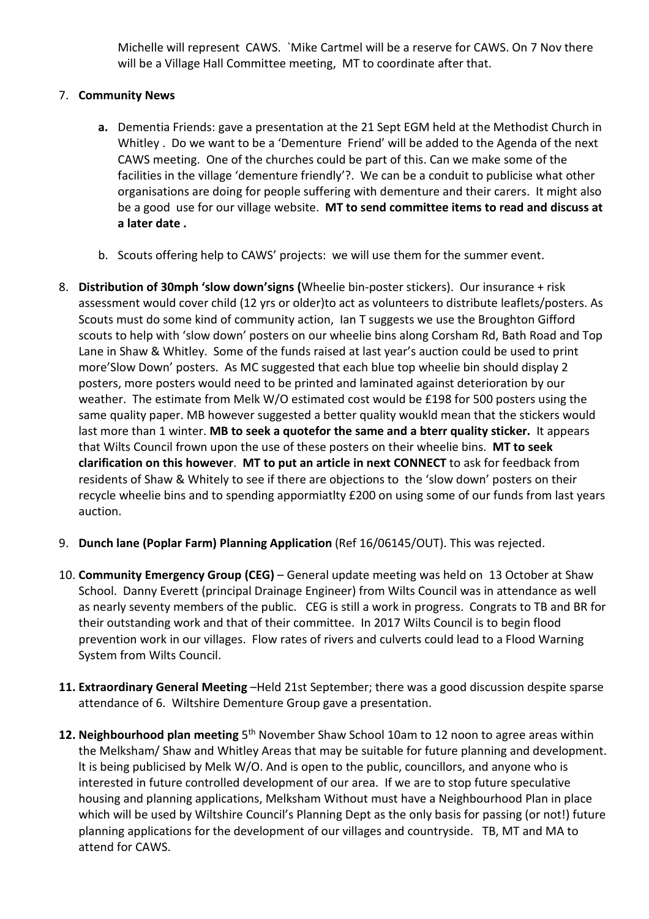Michelle will represent CAWS. `Mike Cartmel will be a reserve for CAWS. On 7 Nov there will be a Village Hall Committee meeting, MT to coordinate after that.

7. **Community News**

   **a.** Dementia Friends: gave a presentation at the 21 Sept EGM held at the Methodist Church in Whitley . Do we want to be a 'Dementure Friend' will be added to the Agenda of the next CAWS meeting. One of the churches could be part of this. Can we make some of the facilities in the village 'dementure friendly'?. We can be a conduit to publicise what other organisations are doing for people suffering with dementure and their carers. It might also be a good use for our village website. **MT to send committee items to read and discuss at a later date .**

   b. Scouts offering help to CAWS' projects: we will use them for the summer event.

8. **Distribution of 30mph 'slow down'signs (**Wheelie bin-poster stickers). Our insurance + risk assessment would cover child (12 yrs or older)to act as volunteers to distribute leaflets/posters. As Scouts must do some kind of community action, Ian T suggests we use the Broughton Gifford scouts to help with 'slow down' posters on our wheelie bins along Corsham Rd, Bath Road and Top Lane in Shaw & Whitley. Some of the funds raised at last year's auction could be used to print more'Slow Down' posters. As MC suggested that each blue top wheelie bin should display 2 posters, more posters would need to be printed and laminated against deterioration by our weather. The estimate from Melk W/O estimated cost would be £198 for 500 posters using the same quality paper. MB however suggested a better quality woukld mean that the stickers would last more than 1 winter. **MB to seek a quotefor the same and a bterr quality sticker.** It appears that Wilts Council frown upon the use of these posters on their wheelie bins. **MT to seek clarification on this however**. **MT to put an article in next CONNECT** to ask for feedback from residents of Shaw & Whitely to see if there are objections to the 'slow down' posters on their recycle wheelie bins and to spending appormiatlty £200 on using some of our funds from last years auction.

9. **Dunch lane (Poplar Farm) Planning Application** (Ref 16/06145/OUT). This was rejected.

10. **Community Emergency Group (CEG)** – General update meeting was held on 13 October at Shaw School. Danny Everett (principal Drainage Engineer) from Wilts Council was in attendance as well as nearly seventy members of the public. CEG is still a work in progress. Congrats to TB and BR for their outstanding work and that of their committee. In 2017 Wilts Council is to begin flood prevention work in our villages. Flow rates of rivers and culverts could lead to a Flood Warning System from Wilts Council.

11. **Extraordinary General Meeting** –Held 21st September; there was a good discussion despite sparse attendance of 6. Wiltshire Dementure Group gave a presentation.

12. **Neighbourhood plan meeting** 5th November Shaw School 10am to 12 noon to agree areas within the Melksham/ Shaw and Whitley Areas that may be suitable for future planning and development. It is being publicised by Melk W/O. And is open to the public, councillors, and anyone who is interested in future controlled development of our area. If we are to stop future speculative housing and planning applications, Melksham Without must have a Neighbourhood Plan in place which will be used by Wiltshire Council's Planning Dept as the only basis for passing (or not!) future planning applications for the development of our villages and countryside. TB, MT and MA to attend for CAWS.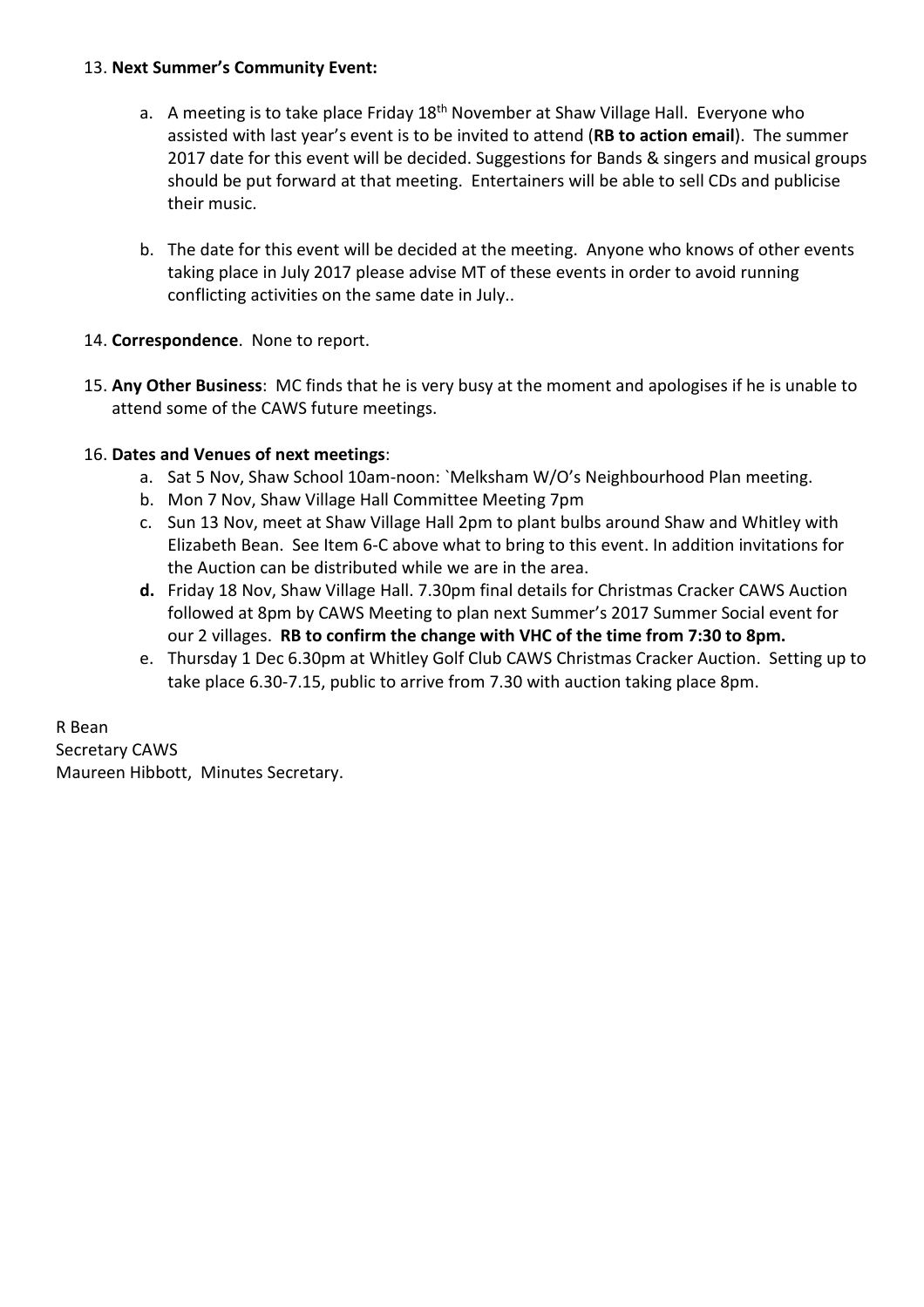13. **Next Summer's Community Event:**

    a. A meeting is to take place Friday 18th November at Shaw Village Hall. Everyone who assisted with last year's event is to be invited to attend (**RB to action email**). The summer 2017 date for this event will be decided. Suggestions for Bands & singers and musical groups should be put forward at that meeting. Entertainers will be able to sell CDs and publicise their music.

    b. The date for this event will be decided at the meeting. Anyone who knows of other events taking place in July 2017 please advise MT of these events in order to avoid running conflicting activities on the same date in July..

14. **Correspondence**. None to report.

15. **Any Other Business**: MC finds that he is very busy at the moment and apologises if he is unable to attend some of the CAWS future meetings.

16. **Dates and Venues of next meetings**:
    a. Sat 5 Nov, Shaw School 10am-noon: `Melksham W/O's Neighbourhood Plan meeting.
    b. Mon 7 Nov, Shaw Village Hall Committee Meeting 7pm
    c. Sun 13 Nov, meet at Shaw Village Hall 2pm to plant bulbs around Shaw and Whitley with Elizabeth Bean. See Item 6-C above what to bring to this event. In addition invitations for the Auction can be distributed while we are in the area.
    **d.** Friday 18 Nov, Shaw Village Hall. 7.30pm final details for Christmas Cracker CAWS Auction followed at 8pm by CAWS Meeting to plan next Summer's 2017 Summer Social event for our 2 villages. **RB to confirm the change with VHC of the time from 7:30 to 8pm.**
    e. Thursday 1 Dec 6.30pm at Whitley Golf Club CAWS Christmas Cracker Auction. Setting up to take place 6.30-7.15, public to arrive from 7.30 with auction taking place 8pm.

R Bean
Secretary CAWS
Maureen Hibbott, Minutes Secretary.